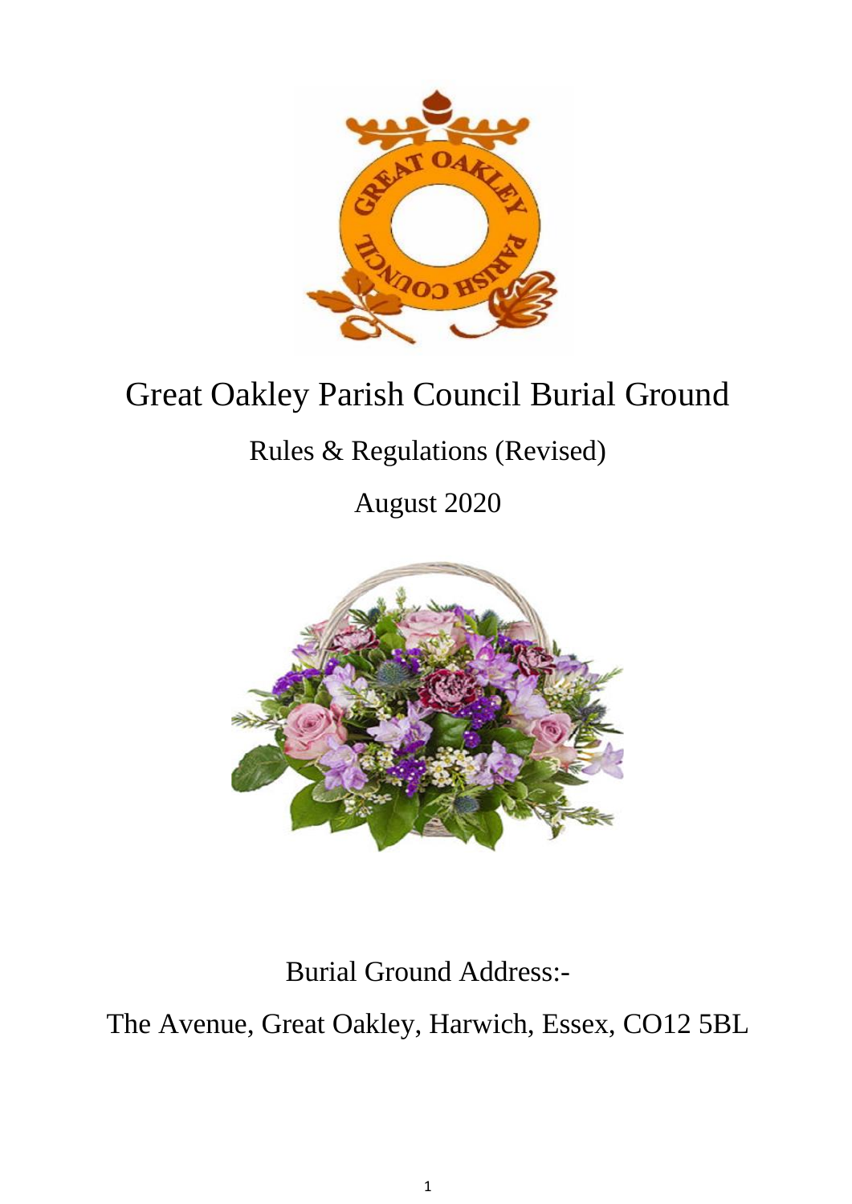# Great Oakley Parish Council Burial Ground

## Rules & Regulations (Revised)

## August 2020

Burial Ground Address:-

The Avenue, Great Oakley, Harwich, Essex, CO12 5BL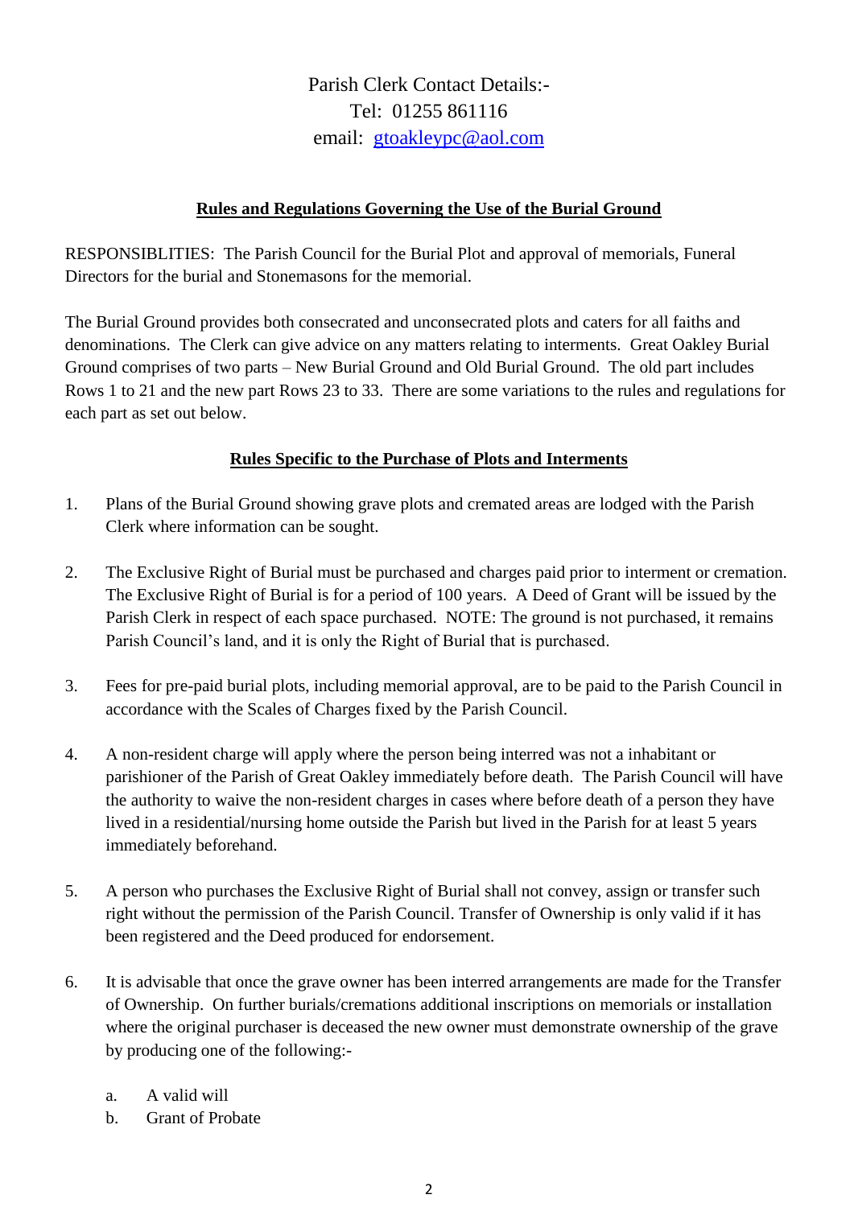Parish Clerk Contact Details:-
Tel: 01255 861116
email: gtoakleypc@aol.com

## Rules and Regulations Governing the Use of the Burial Ground

RESPONSIBLITIES: The Parish Council for the Burial Plot and approval of memorials, Funeral Directors for the burial and Stonemasons for the memorial.

The Burial Ground provides both consecrated and unconsecrated plots and caters for all faiths and denominations. The Clerk can give advice on any matters relating to interments. Great Oakley Burial Ground comprises of two parts – New Burial Ground and Old Burial Ground. The old part includes Rows 1 to 21 and the new part Rows 23 to 33. There are some variations to the rules and regulations for each part as set out below.

## Rules Specific to the Purchase of Plots and Interments

1. Plans of the Burial Ground showing grave plots and cremated areas are lodged with the Parish Clerk where information can be sought.

2. The Exclusive Right of Burial must be purchased and charges paid prior to interment or cremation. The Exclusive Right of Burial is for a period of 100 years. A Deed of Grant will be issued by the Parish Clerk in respect of each space purchased. NOTE: The ground is not purchased, it remains Parish Council's land, and it is only the Right of Burial that is purchased.

3. Fees for pre-paid burial plots, including memorial approval, are to be paid to the Parish Council in accordance with the Scales of Charges fixed by the Parish Council.

4. A non-resident charge will apply where the person being interred was not a inhabitant or parishioner of the Parish of Great Oakley immediately before death. The Parish Council will have the authority to waive the non-resident charges in cases where before death of a person they have lived in a residential/nursing home outside the Parish but lived in the Parish for at least 5 years immediately beforehand.

5. A person who purchases the Exclusive Right of Burial shall not convey, assign or transfer such right without the permission of the Parish Council. Transfer of Ownership is only valid if it has been registered and the Deed produced for endorsement.

6. It is advisable that once the grave owner has been interred arrangements are made for the Transfer of Ownership. On further burials/cremations additional inscriptions on memorials or installation where the original purchaser is deceased the new owner must demonstrate ownership of the grave by producing one of the following:-

   a. A valid will
   b. Grant of Probate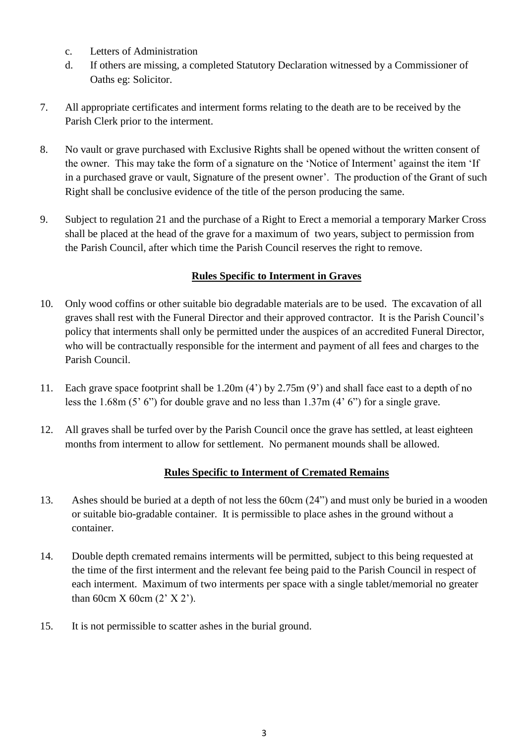c. Letters of Administration
d. If others are missing, a completed Statutory Declaration witnessed by a Commissioner of Oaths eg: Solicitor.

7. All appropriate certificates and interment forms relating to the death are to be received by the Parish Clerk prior to the interment.

8. No vault or grave purchased with Exclusive Rights shall be opened without the written consent of the owner. This may take the form of a signature on the 'Notice of Interment' against the item 'If in a purchased grave or vault, Signature of the present owner'. The production of the Grant of such Right shall be conclusive evidence of the title of the person producing the same.

9. Subject to regulation 21 and the purchase of a Right to Erect a memorial a temporary Marker Cross shall be placed at the head of the grave for a maximum of two years, subject to permission from the Parish Council, after which time the Parish Council reserves the right to remove.

## Rules Specific to Interment in Graves

10. Only wood coffins or other suitable bio degradable materials are to be used. The excavation of all graves shall rest with the Funeral Director and their approved contractor. It is the Parish Council's policy that interments shall only be permitted under the auspices of an accredited Funeral Director, who will be contractually responsible for the interment and payment of all fees and charges to the Parish Council.

11. Each grave space footprint shall be 1.20m (4') by 2.75m (9') and shall face east to a depth of no less the 1.68m (5' 6") for double grave and no less than 1.37m (4' 6") for a single grave.

12. All graves shall be turfed over by the Parish Council once the grave has settled, at least eighteen months from interment to allow for settlement. No permanent mounds shall be allowed.

## Rules Specific to Interment of Cremated Remains

13. Ashes should be buried at a depth of not less the 60cm (24") and must only be buried in a wooden or suitable bio-gradable container. It is permissible to place ashes in the ground without a container.

14. Double depth cremated remains interments will be permitted, subject to this being requested at the time of the first interment and the relevant fee being paid to the Parish Council in respect of each interment. Maximum of two interments per space with a single tablet/memorial no greater than 60cm X 60cm (2' X 2').

15. It is not permissible to scatter ashes in the burial ground.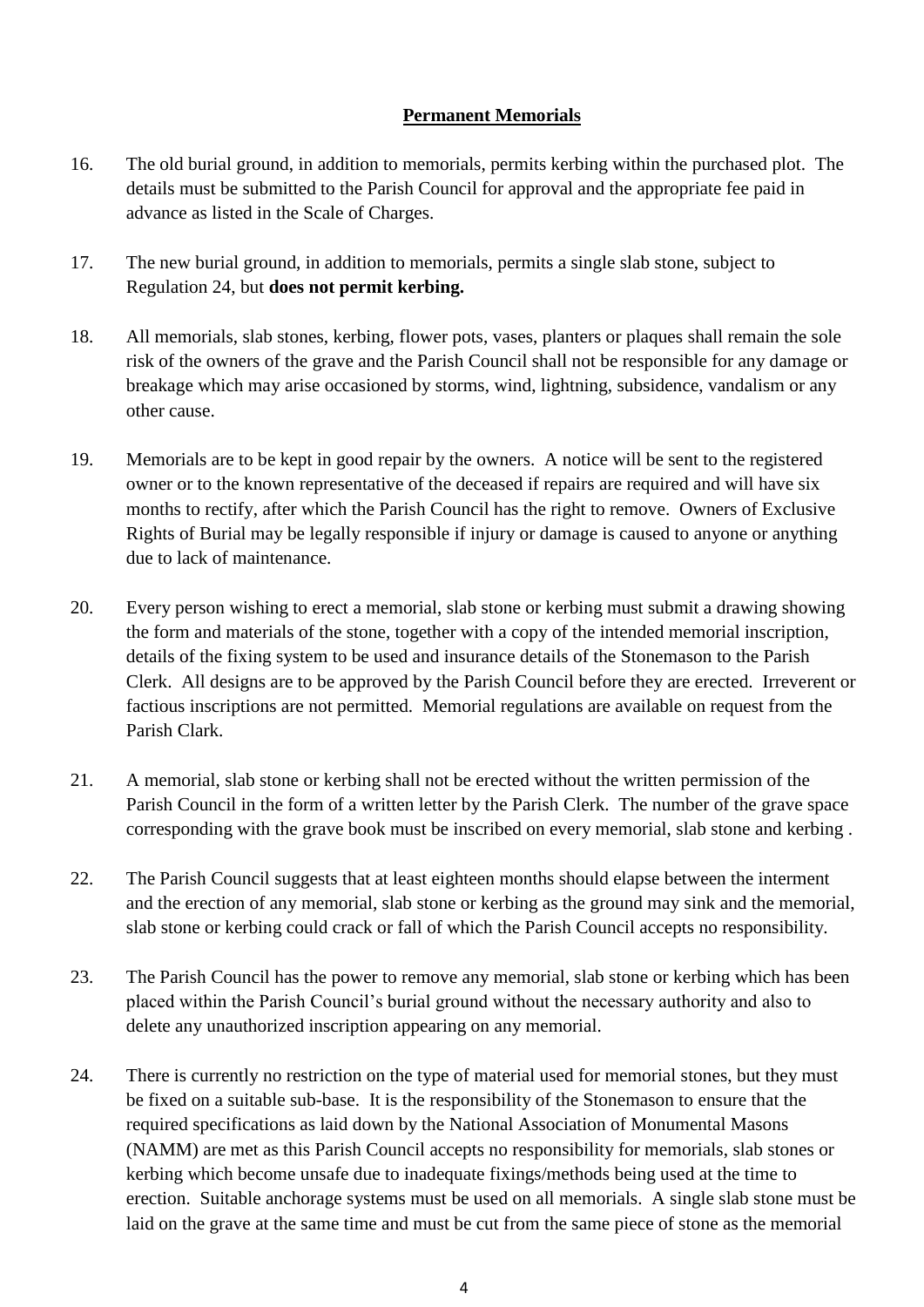**Permanent Memorials**

16. The old burial ground, in addition to memorials, permits kerbing within the purchased plot. The details must be submitted to the Parish Council for approval and the appropriate fee paid in advance as listed in the Scale of Charges.

17. The new burial ground, in addition to memorials, permits a single slab stone, subject to Regulation 24, but **does not permit kerbing.**

18. All memorials, slab stones, kerbing, flower pots, vases, planters or plaques shall remain the sole risk of the owners of the grave and the Parish Council shall not be responsible for any damage or breakage which may arise occasioned by storms, wind, lightning, subsidence, vandalism or any other cause.

19. Memorials are to be kept in good repair by the owners. A notice will be sent to the registered owner or to the known representative of the deceased if repairs are required and will have six months to rectify, after which the Parish Council has the right to remove. Owners of Exclusive Rights of Burial may be legally responsible if injury or damage is caused to anyone or anything due to lack of maintenance.

20. Every person wishing to erect a memorial, slab stone or kerbing must submit a drawing showing the form and materials of the stone, together with a copy of the intended memorial inscription, details of the fixing system to be used and insurance details of the Stonemason to the Parish Clerk. All designs are to be approved by the Parish Council before they are erected. Irreverent or factious inscriptions are not permitted. Memorial regulations are available on request from the Parish Clark.

21. A memorial, slab stone or kerbing shall not be erected without the written permission of the Parish Council in the form of a written letter by the Parish Clerk. The number of the grave space corresponding with the grave book must be inscribed on every memorial, slab stone and kerbing .

22. The Parish Council suggests that at least eighteen months should elapse between the interment and the erection of any memorial, slab stone or kerbing as the ground may sink and the memorial, slab stone or kerbing could crack or fall of which the Parish Council accepts no responsibility.

23. The Parish Council has the power to remove any memorial, slab stone or kerbing which has been placed within the Parish Council's burial ground without the necessary authority and also to delete any unauthorized inscription appearing on any memorial.

24. There is currently no restriction on the type of material used for memorial stones, but they must be fixed on a suitable sub-base. It is the responsibility of the Stonemason to ensure that the required specifications as laid down by the National Association of Monumental Masons (NAMM) are met as this Parish Council accepts no responsibility for memorials, slab stones or kerbing which become unsafe due to inadequate fixings/methods being used at the time to erection. Suitable anchorage systems must be used on all memorials. A single slab stone must be laid on the grave at the same time and must be cut from the same piece of stone as the memorial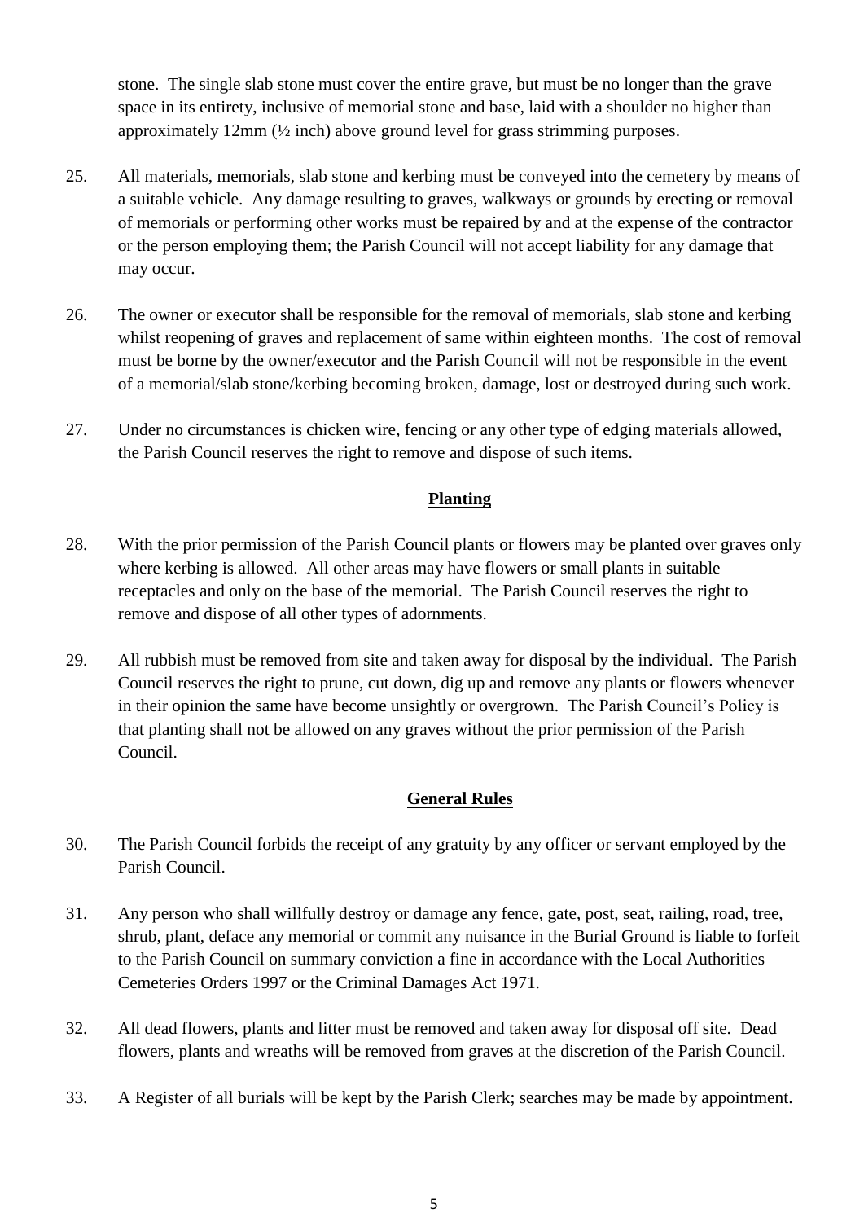stone. The single slab stone must cover the entire grave, but must be no longer than the grave space in its entirety, inclusive of memorial stone and base, laid with a shoulder no higher than approximately 12mm (½ inch) above ground level for grass strimming purposes.

25. All materials, memorials, slab stone and kerbing must be conveyed into the cemetery by means of a suitable vehicle. Any damage resulting to graves, walkways or grounds by erecting or removal of memorials or performing other works must be repaired by and at the expense of the contractor or the person employing them; the Parish Council will not accept liability for any damage that may occur.

26. The owner or executor shall be responsible for the removal of memorials, slab stone and kerbing whilst reopening of graves and replacement of same within eighteen months. The cost of removal must be borne by the owner/executor and the Parish Council will not be responsible in the event of a memorial/slab stone/kerbing becoming broken, damage, lost or destroyed during such work.

27. Under no circumstances is chicken wire, fencing or any other type of edging materials allowed, the Parish Council reserves the right to remove and dispose of such items.

## Planting

28. With the prior permission of the Parish Council plants or flowers may be planted over graves only where kerbing is allowed. All other areas may have flowers or small plants in suitable receptacles and only on the base of the memorial. The Parish Council reserves the right to remove and dispose of all other types of adornments.

29. All rubbish must be removed from site and taken away for disposal by the individual. The Parish Council reserves the right to prune, cut down, dig up and remove any plants or flowers whenever in their opinion the same have become unsightly or overgrown. The Parish Council's Policy is that planting shall not be allowed on any graves without the prior permission of the Parish Council.

## General Rules

30. The Parish Council forbids the receipt of any gratuity by any officer or servant employed by the Parish Council.

31. Any person who shall willfully destroy or damage any fence, gate, post, seat, railing, road, tree, shrub, plant, deface any memorial or commit any nuisance in the Burial Ground is liable to forfeit to the Parish Council on summary conviction a fine in accordance with the Local Authorities Cemeteries Orders 1997 or the Criminal Damages Act 1971.

32. All dead flowers, plants and litter must be removed and taken away for disposal off site. Dead flowers, plants and wreaths will be removed from graves at the discretion of the Parish Council.

33. A Register of all burials will be kept by the Parish Clerk; searches may be made by appointment.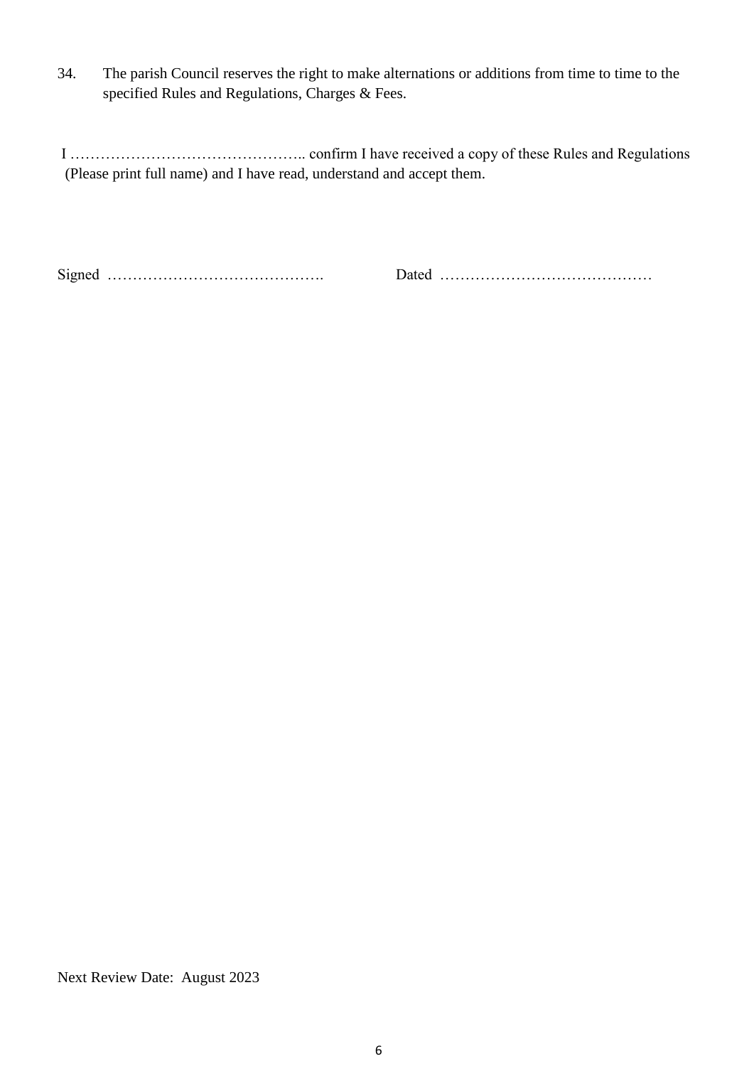34. The parish Council reserves the right to make alternations or additions from time to time to the specified Rules and Regulations, Charges & Fees.

I ……………………………………….. confirm I have received a copy of these Rules and Regulations (Please print full name) and I have read, understand and accept them.

Signed ……………………………………. Dated ……………………………………

Next Review Date: August 2023